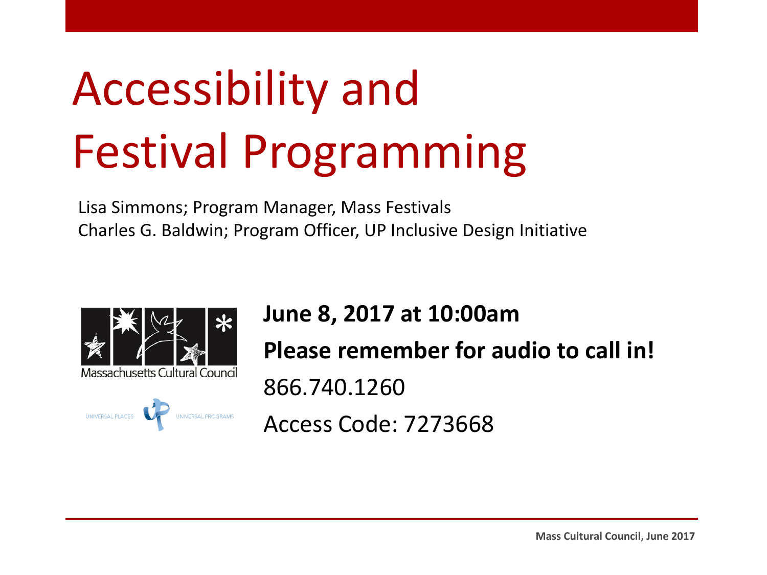# Accessibility and Festival Programming

Lisa Simmons; Program Manager, Mass Festivals
Charles G. Baldwin; Program Officer, UP Inclusive Design Initiative

Massachusetts Cultural Council

UNIVERSAL PLACES UNIVERSAL PROGRAMS

**June 8, 2017 at 10:00am**

**Please remember for audio to call in!**

866.740.1260

Access Code: 7273668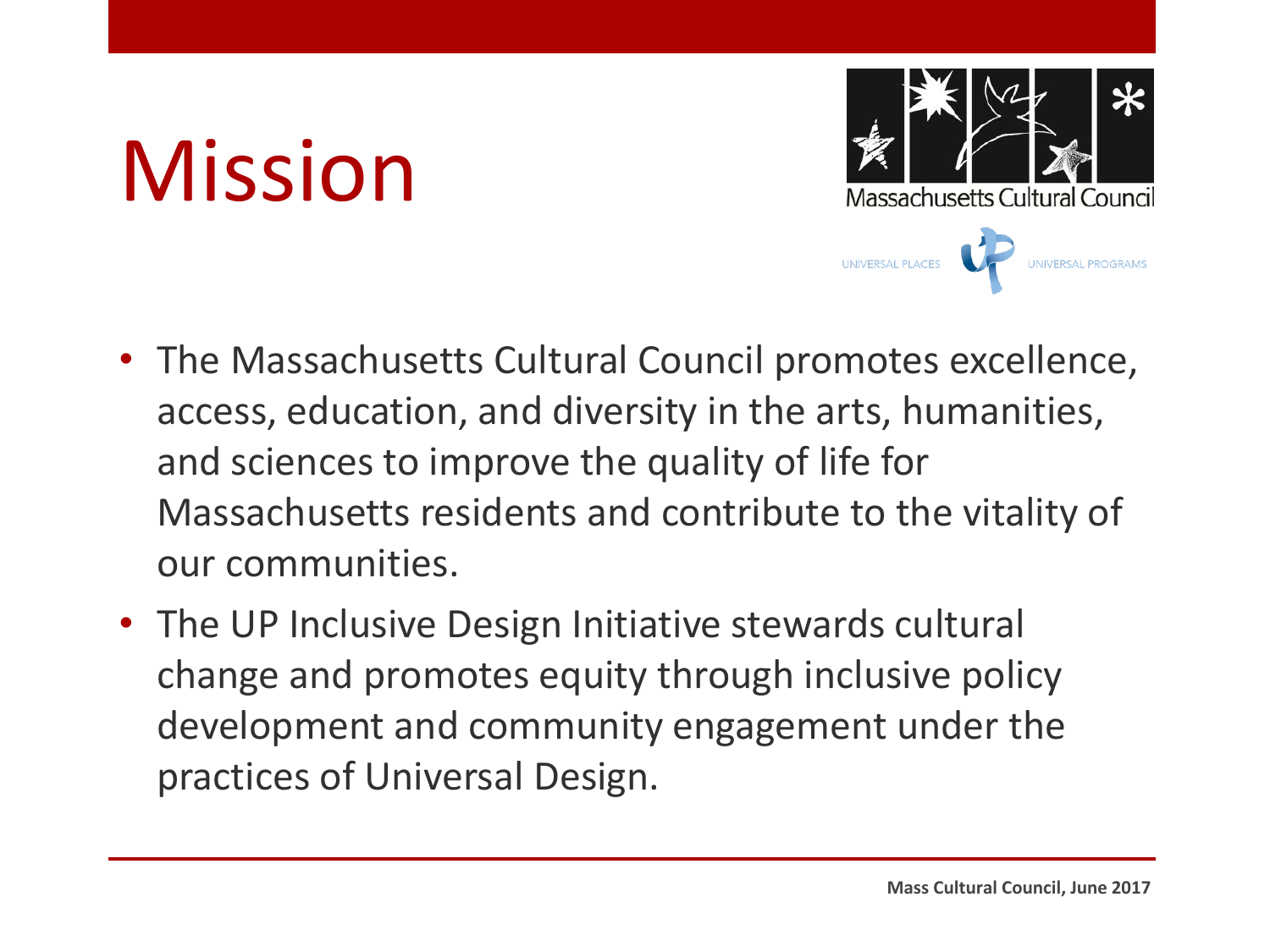# Mission

- The Massachusetts Cultural Council promotes excellence, access, education, and diversity in the arts, humanities, and sciences to improve the quality of life for Massachusetts residents and contribute to the vitality of our communities.
- The UP Inclusive Design Initiative stewards cultural change and promotes equity through inclusive policy development and community engagement under the practices of Universal Design.

Mass Cultural Council, June 2017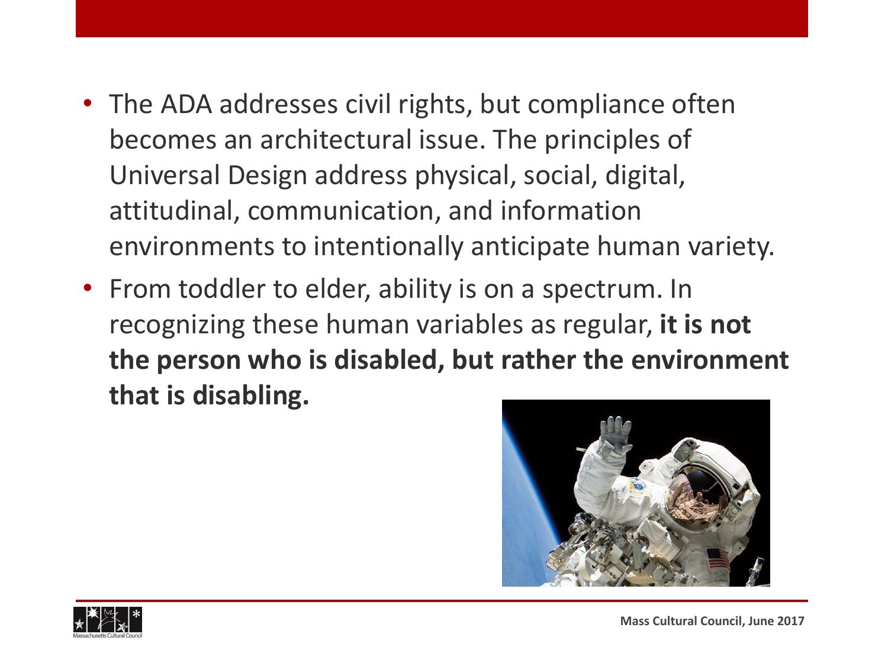- The ADA addresses civil rights, but compliance often becomes an architectural issue. The principles of Universal Design address physical, social, digital, attitudinal, communication, and information environments to intentionally anticipate human variety.
- From toddler to elder, ability is on a spectrum. In recognizing these human variables as regular, **it is not the person who is disabled, but rather the environment that is disabling.**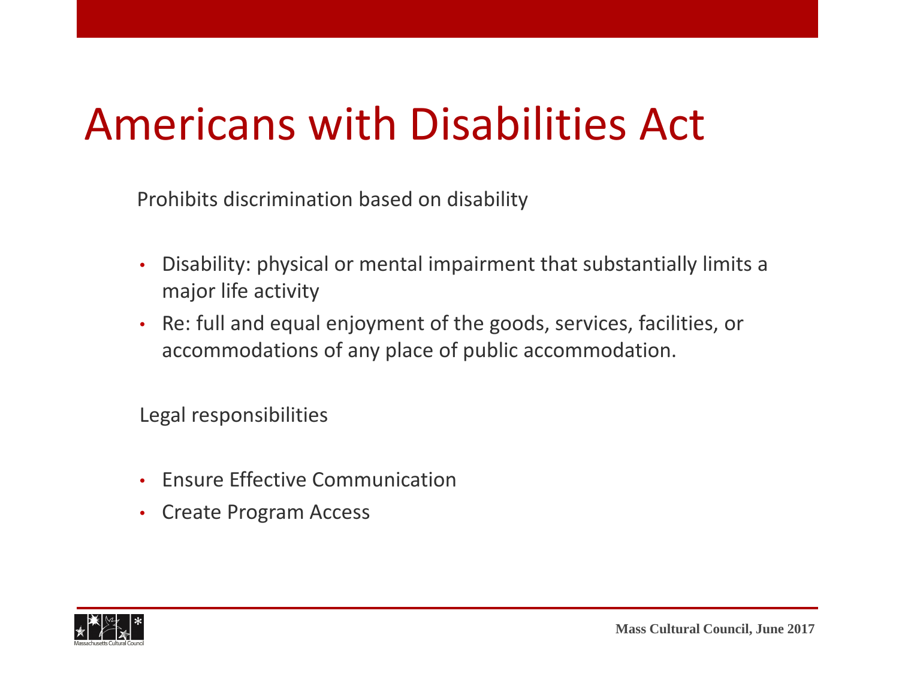# Americans with Disabilities Act

Prohibits discrimination based on disability

- Disability: physical or mental impairment that substantially limits a major life activity
- Re: full and equal enjoyment of the goods, services, facilities, or accommodations of any place of public accommodation.

Legal responsibilities

- Ensure Effective Communication
- Create Program Access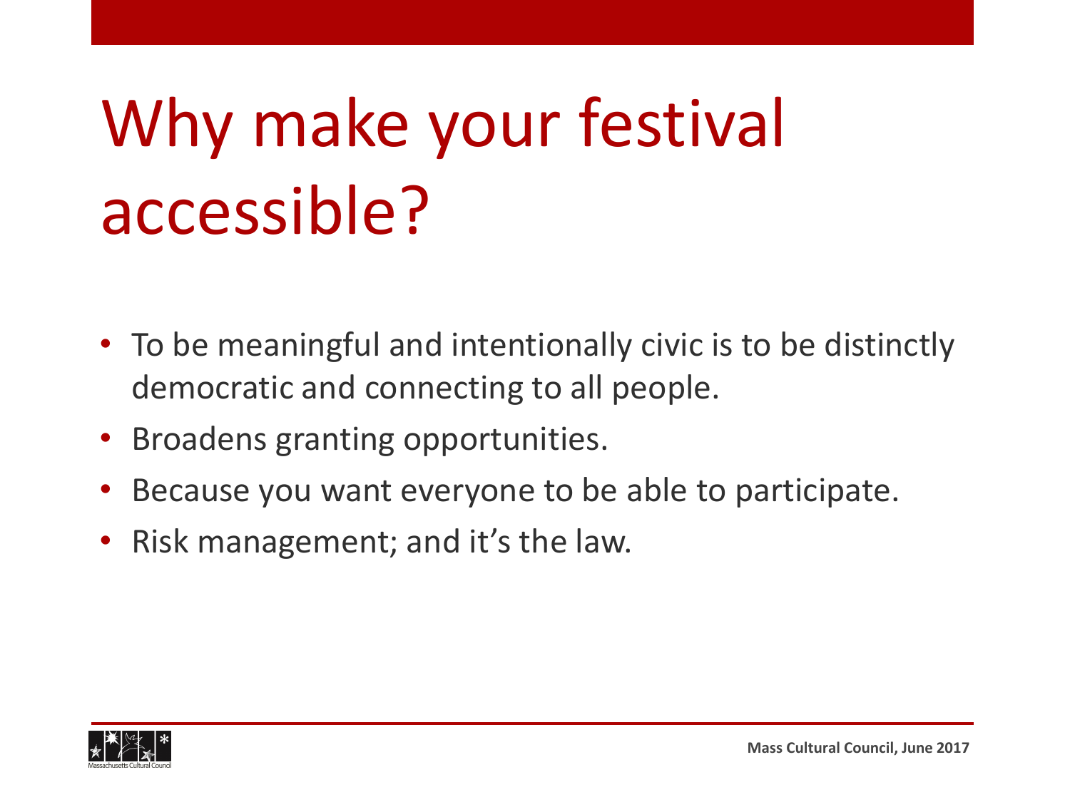# Why make your festival accessible?

- To be meaningful and intentionally civic is to be distinctly democratic and connecting to all people.
- Broadens granting opportunities.
- Because you want everyone to be able to participate.
- Risk management; and it's the law.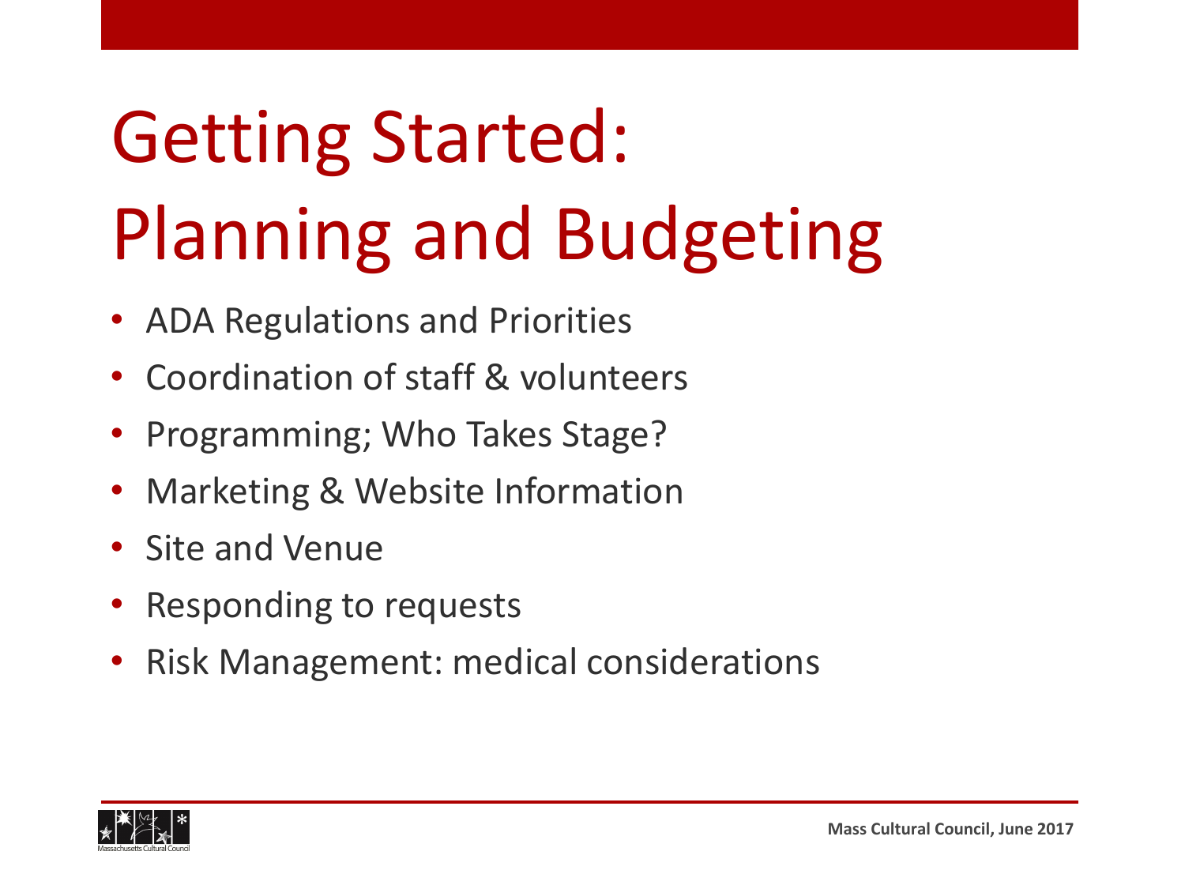# Getting Started: Planning and Budgeting

- ADA Regulations and Priorities
- Coordination of staff & volunteers
- Programming; Who Takes Stage?
- Marketing & Website Information
- Site and Venue
- Responding to requests
- Risk Management: medical considerations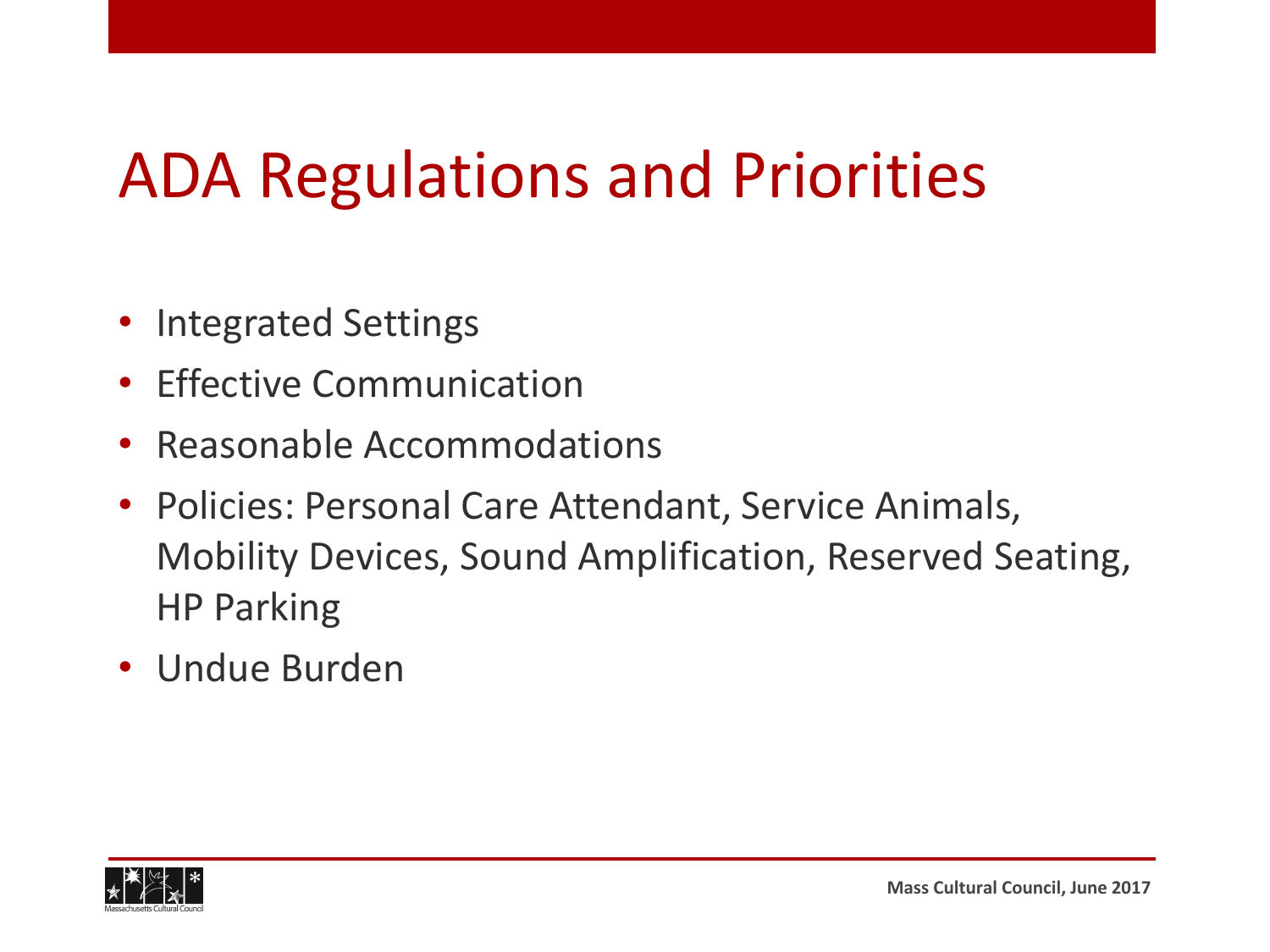# ADA Regulations and Priorities

- Integrated Settings
- Effective Communication
- Reasonable Accommodations
- Policies: Personal Care Attendant, Service Animals, Mobility Devices, Sound Amplification, Reserved Seating, HP Parking
- Undue Burden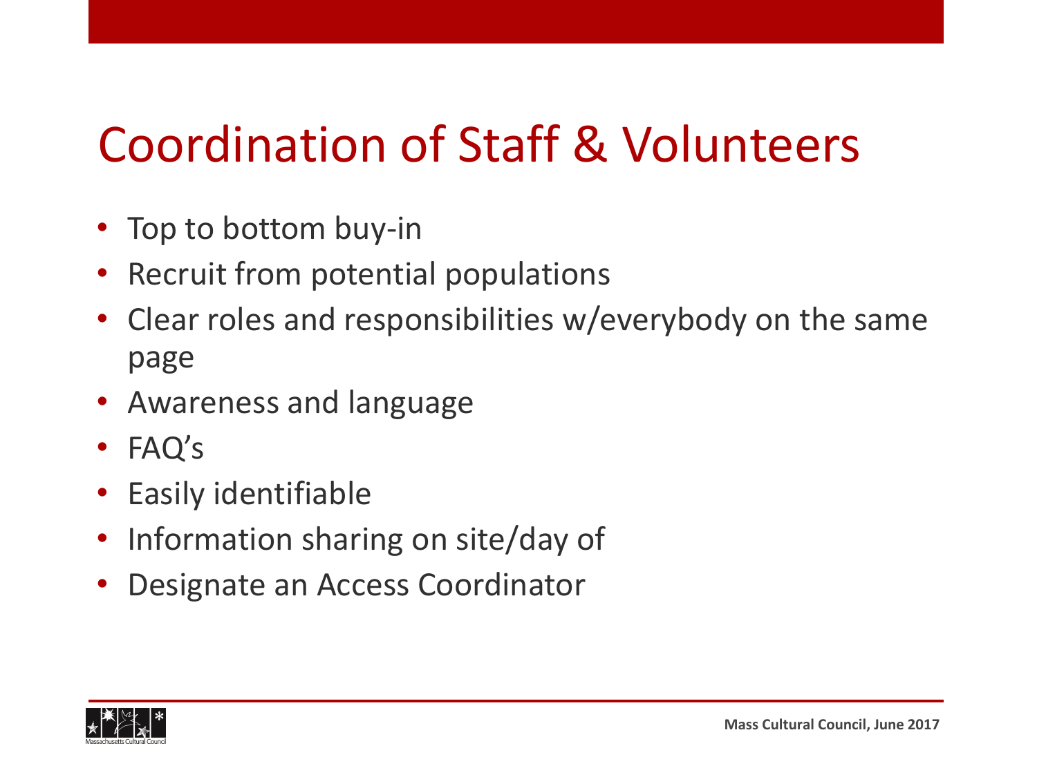# Coordination of Staff & Volunteers

- Top to bottom buy-in
- Recruit from potential populations
- Clear roles and responsibilities w/everybody on the same page
- Awareness and language
- FAQ's
- Easily identifiable
- Information sharing on site/day of
- Designate an Access Coordinator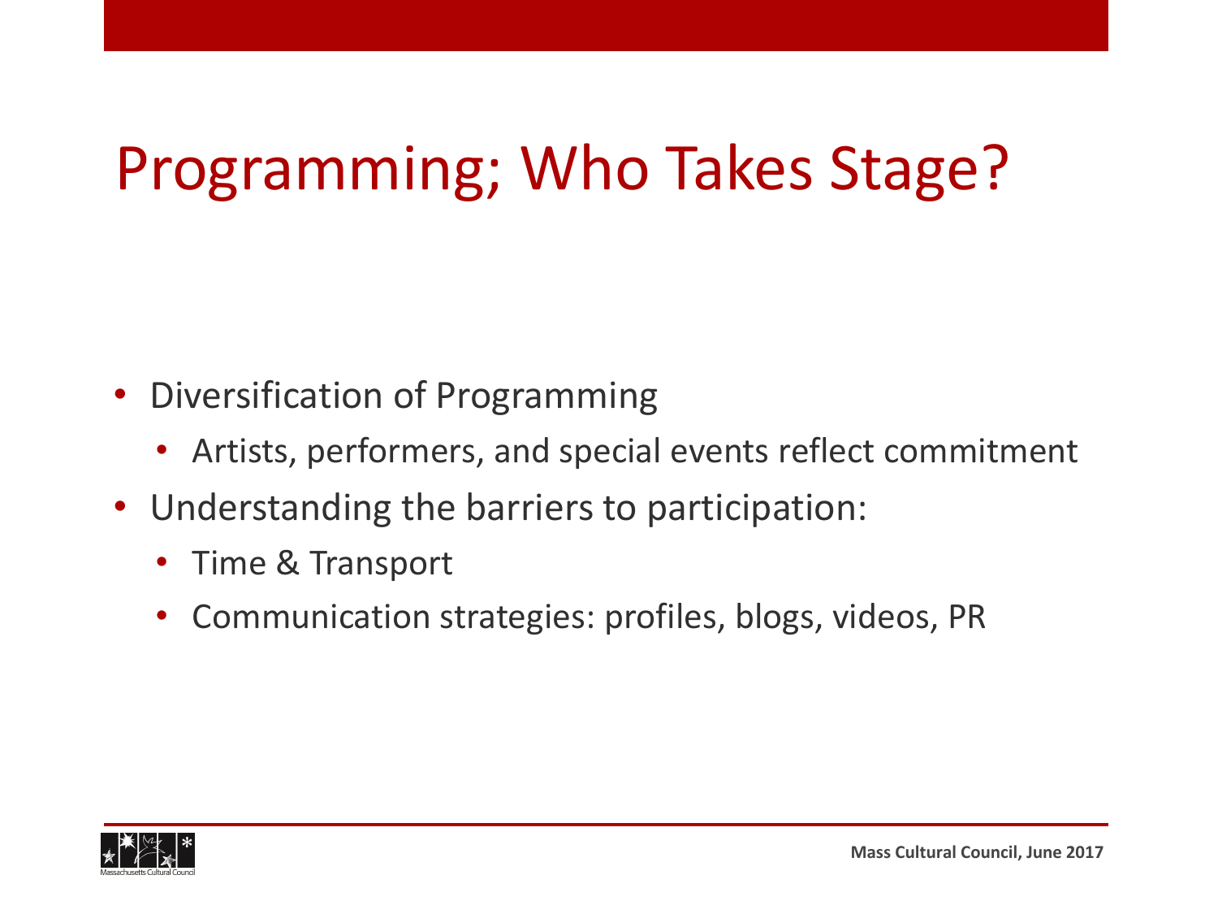# Programming; Who Takes Stage?

- Diversification of Programming
  - Artists, performers, and special events reflect commitment
- Understanding the barriers to participation:
  - Time & Transport
  - Communication strategies: profiles, blogs, videos, PR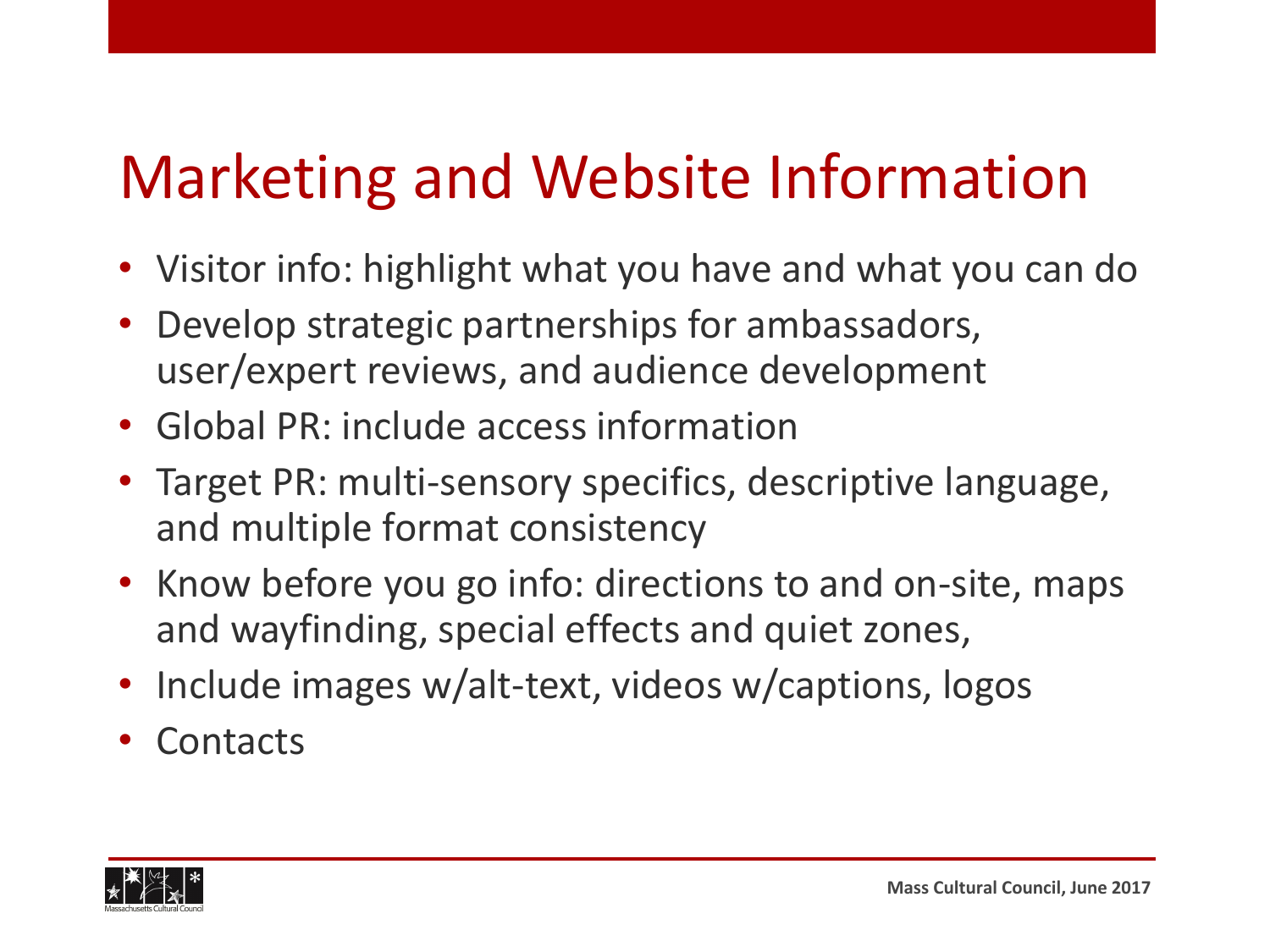# Marketing and Website Information

- Visitor info: highlight what you have and what you can do
- Develop strategic partnerships for ambassadors, user/expert reviews, and audience development
- Global PR: include access information
- Target PR: multi-sensory specifics, descriptive language, and multiple format consistency
- Know before you go info: directions to and on-site, maps and wayfinding, special effects and quiet zones,
- Include images w/alt-text, videos w/captions, logos
- Contacts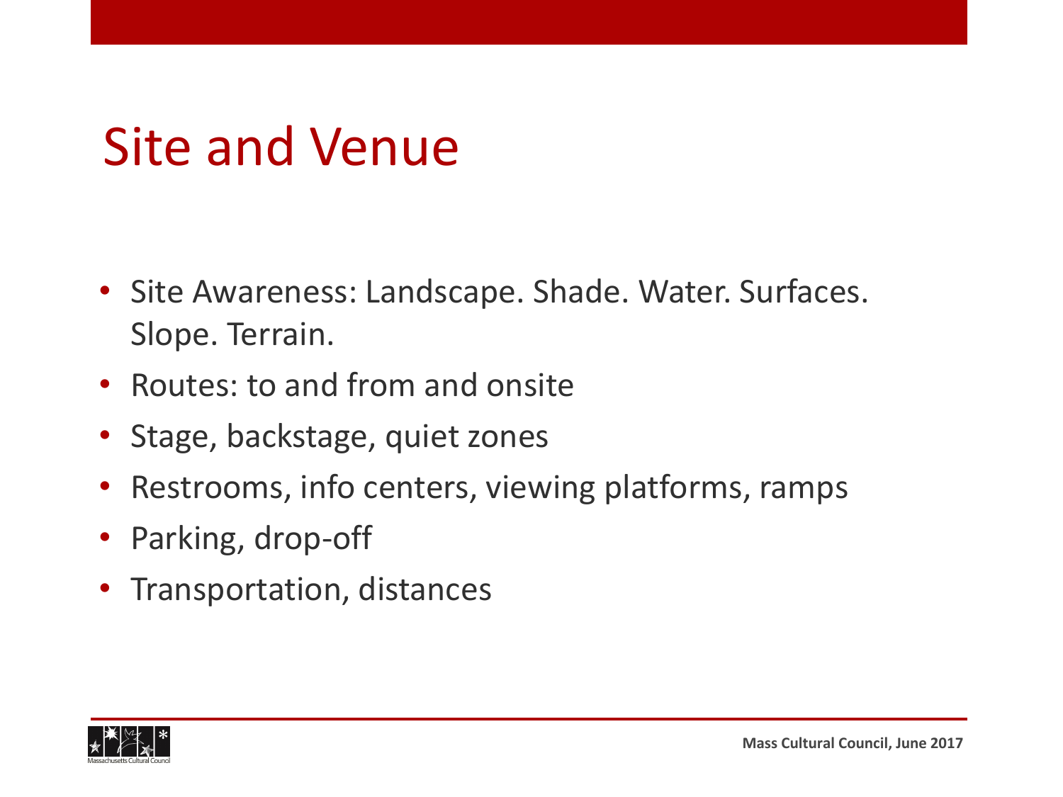# Site and Venue

- Site Awareness: Landscape. Shade. Water. Surfaces. Slope. Terrain.
- Routes: to and from and onsite
- Stage, backstage, quiet zones
- Restrooms, info centers, viewing platforms, ramps
- Parking, drop-off
- Transportation, distances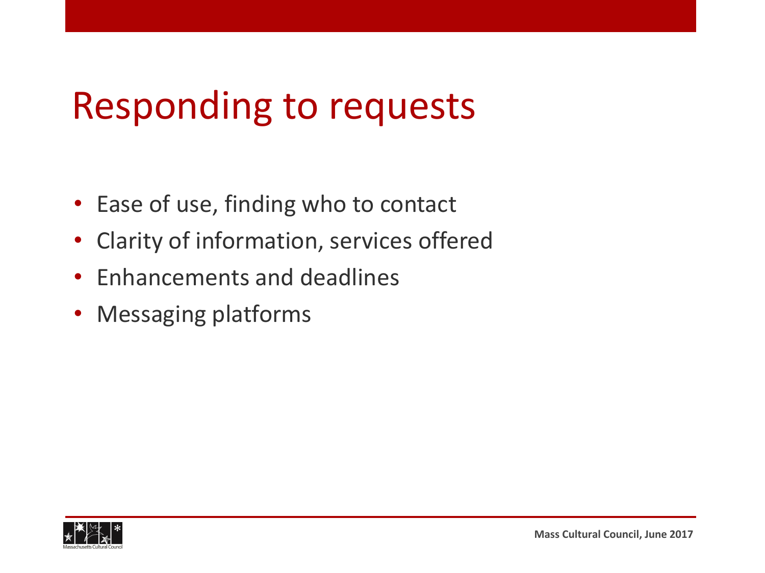# Responding to requests

- Ease of use, finding who to contact
- Clarity of information, services offered
- Enhancements and deadlines
- Messaging platforms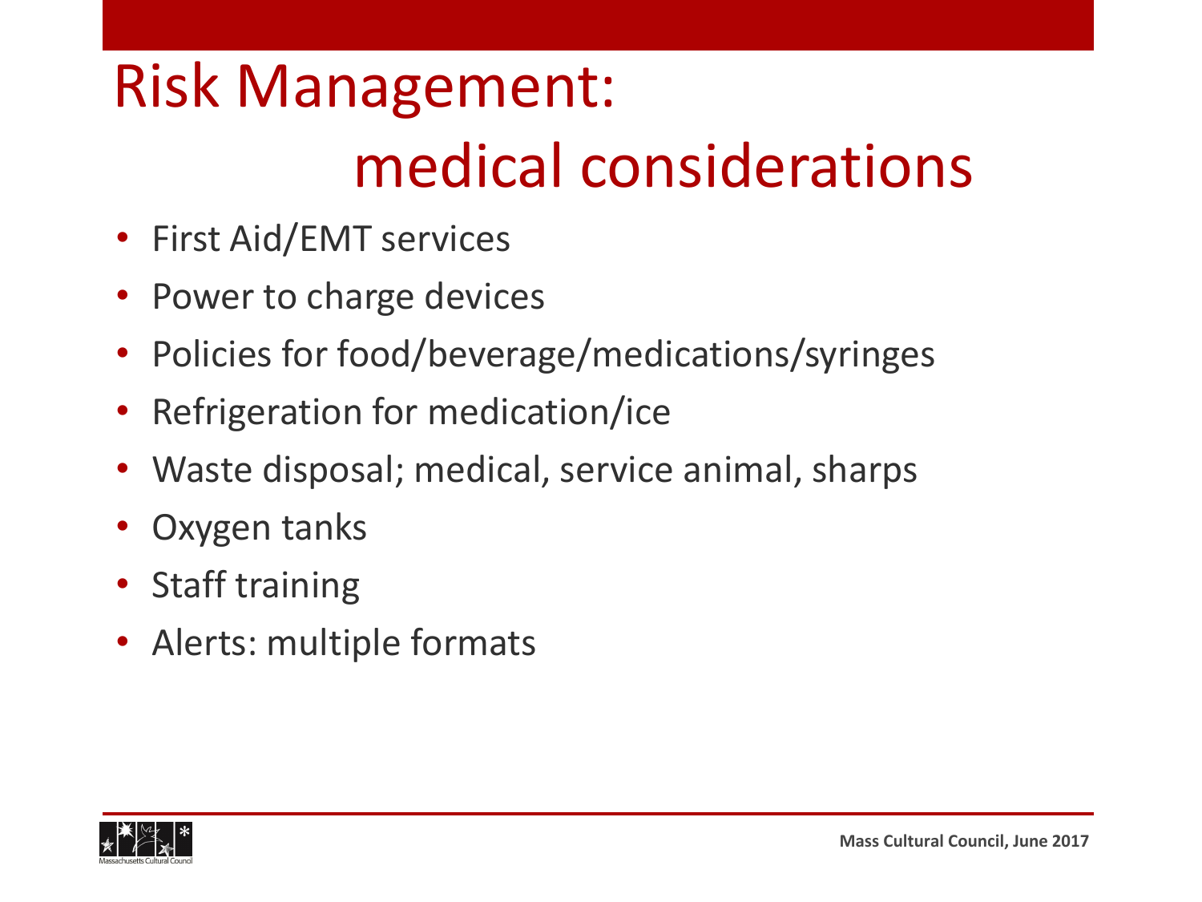# Risk Management: medical considerations

- First Aid/EMT services
- Power to charge devices
- Policies for food/beverage/medications/syringes
- Refrigeration for medication/ice
- Waste disposal; medical, service animal, sharps
- Oxygen tanks
- Staff training
- Alerts: multiple formats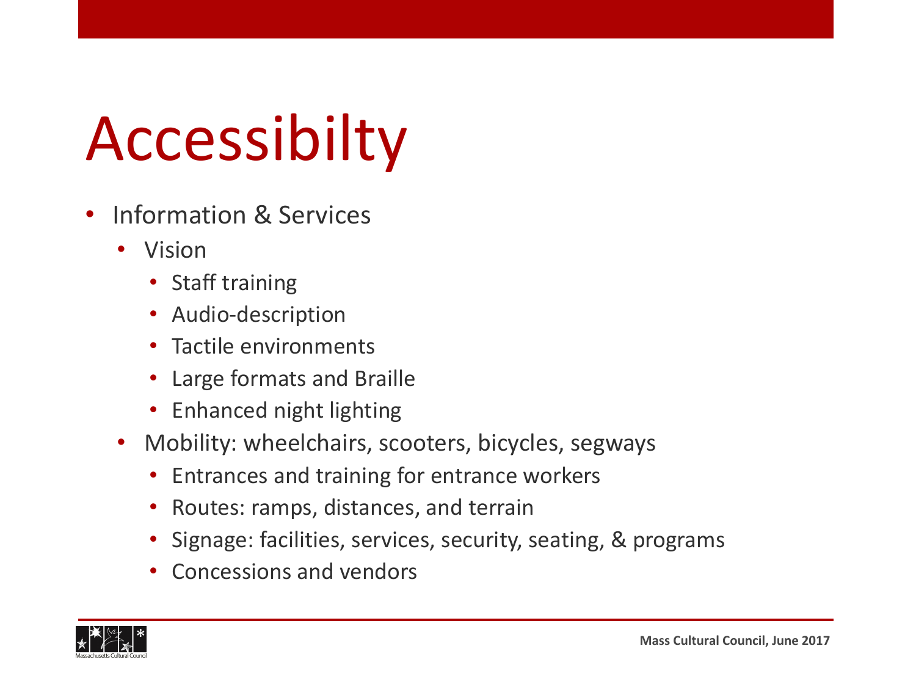# Accessibilty

- Information & Services
  - Vision
    - Staff training
    - Audio-description
    - Tactile environments
    - Large formats and Braille
    - Enhanced night lighting
  - Mobility: wheelchairs, scooters, bicycles, segways
    - Entrances and training for entrance workers
    - Routes: ramps, distances, and terrain
    - Signage: facilities, services, security, seating, & programs
    - Concessions and vendors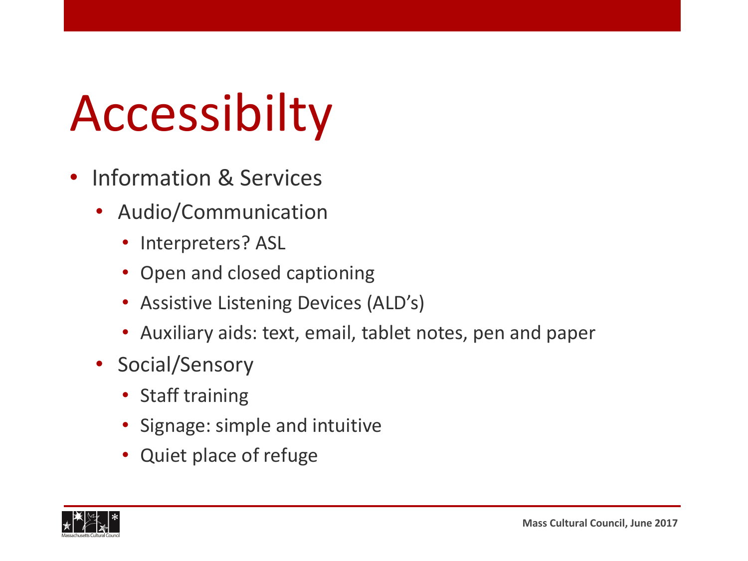# Accessibilty

- Information & Services
  - Audio/Communication
    - Interpreters? ASL
    - Open and closed captioning
    - Assistive Listening Devices (ALD's)
    - Auxiliary aids: text, email, tablet notes, pen and paper
  - Social/Sensory
    - Staff training
    - Signage: simple and intuitive
    - Quiet place of refuge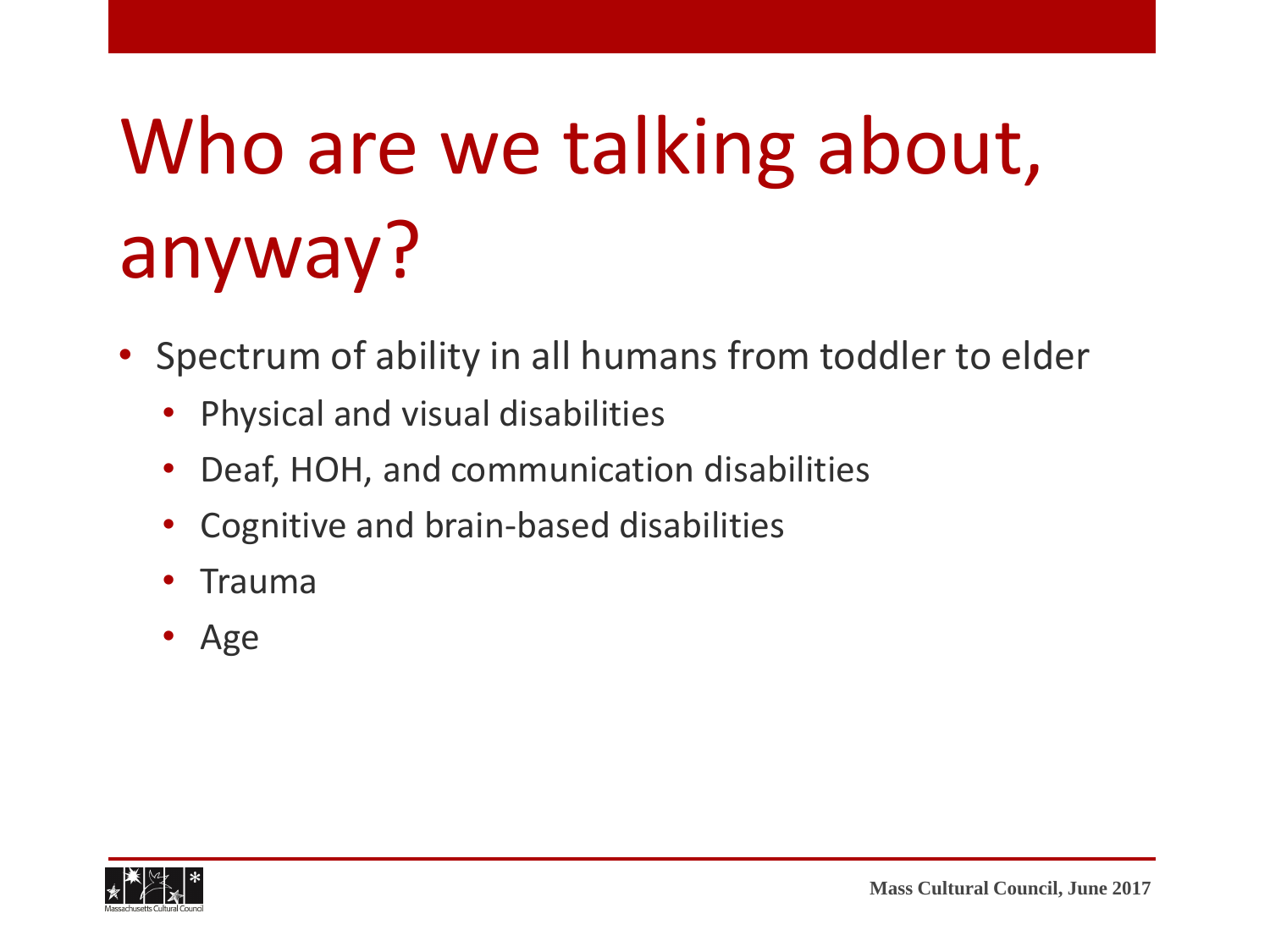# Who are we talking about, anyway?

- Spectrum of ability in all humans from toddler to elder
  - Physical and visual disabilities
  - Deaf, HOH, and communication disabilities
  - Cognitive and brain-based disabilities
  - Trauma
  - Age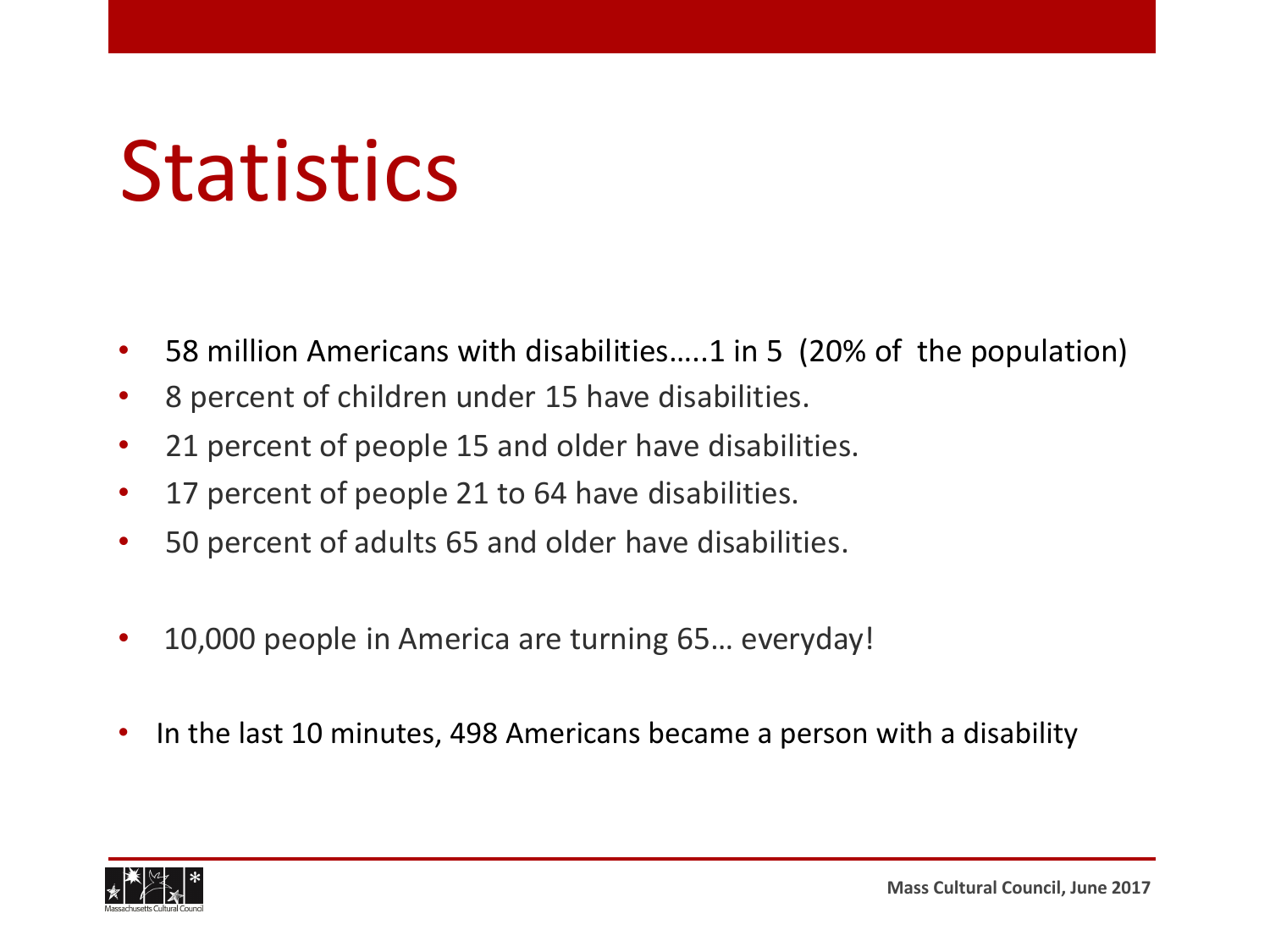# Statistics

- 58 million Americans with disabilities…..1 in 5  (20% of  the population)
- 8 percent of children under 15 have disabilities.
- 21 percent of people 15 and older have disabilities.
- 17 percent of people 21 to 64 have disabilities.
- 50 percent of adults 65 and older have disabilities.

- 10,000 people in America are turning 65… everyday!

- In the last 10 minutes, 498 Americans became a person with a disability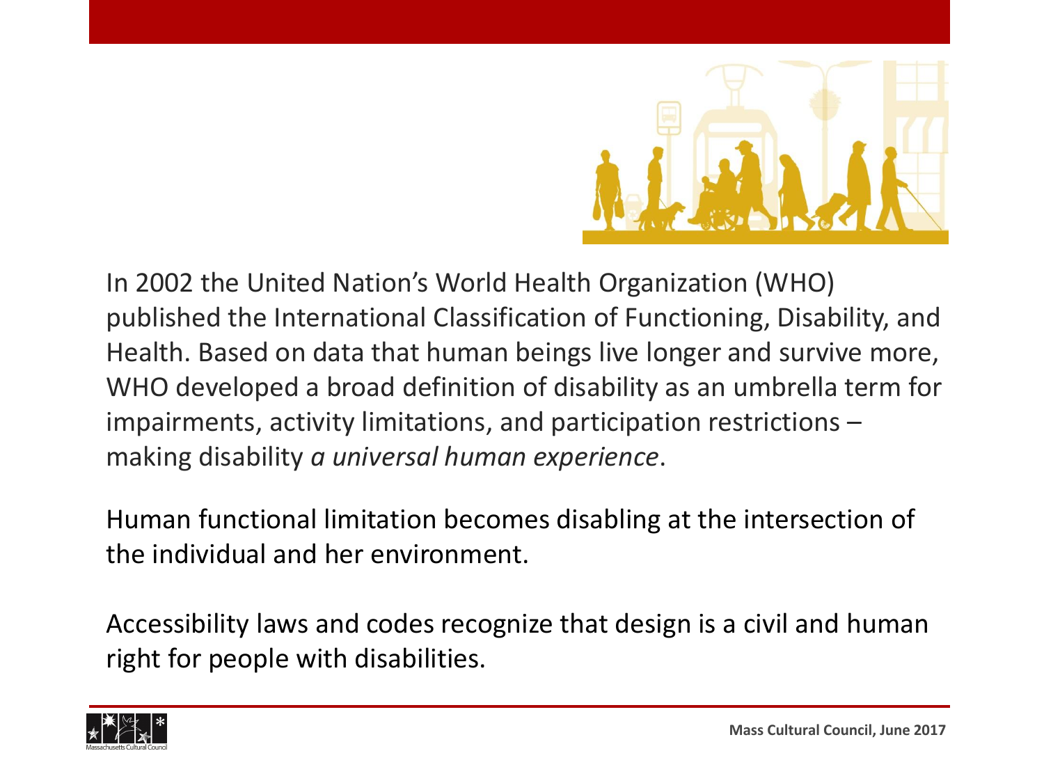In 2002 the United Nation's World Health Organization (WHO) published the International Classification of Functioning, Disability, and Health. Based on data that human beings live longer and survive more, WHO developed a broad definition of disability as an umbrella term for impairments, activity limitations, and participation restrictions – making disability *a universal human experience*.

Human functional limitation becomes disabling at the intersection of the individual and her environment.

Accessibility laws and codes recognize that design is a civil and human right for people with disabilities.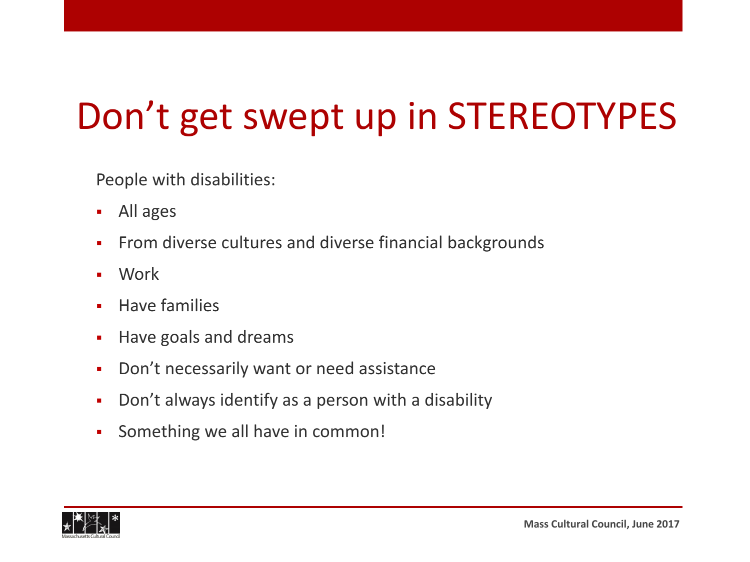# Don't get swept up in STEREOTYPES

People with disabilities:

- All ages
- From diverse cultures and diverse financial backgrounds
- Work
- Have families
- Have goals and dreams
- Don't necessarily want or need assistance
- Don't always identify as a person with a disability
- Something we all have in common!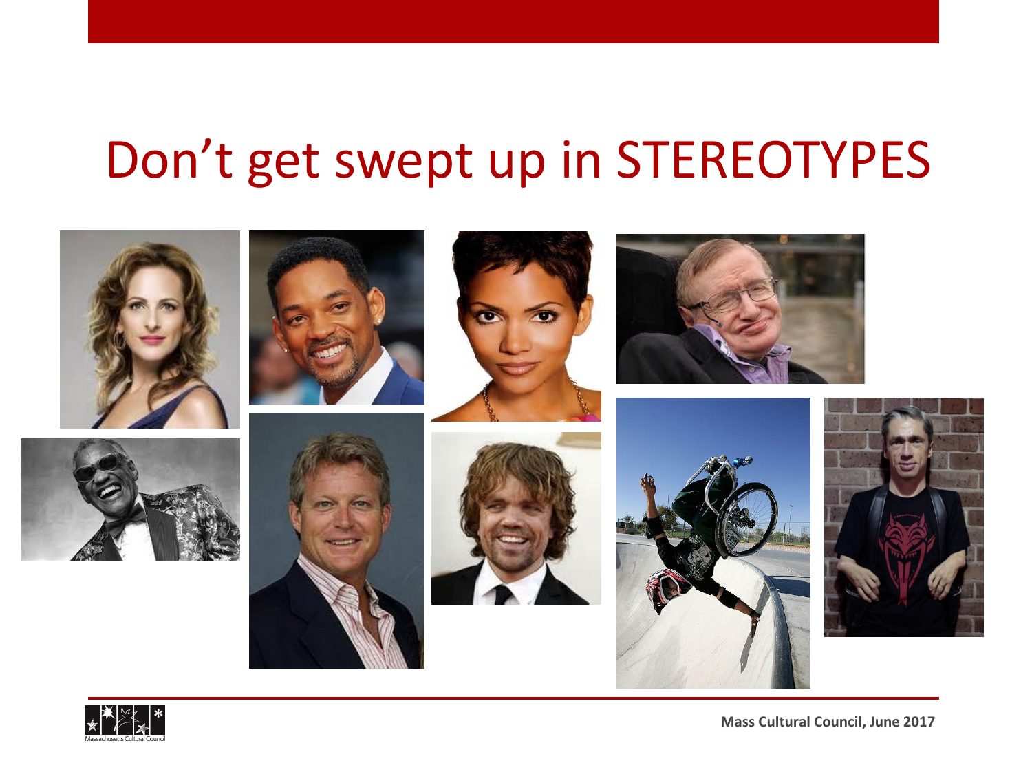# Don't get swept up in STEREOTYPES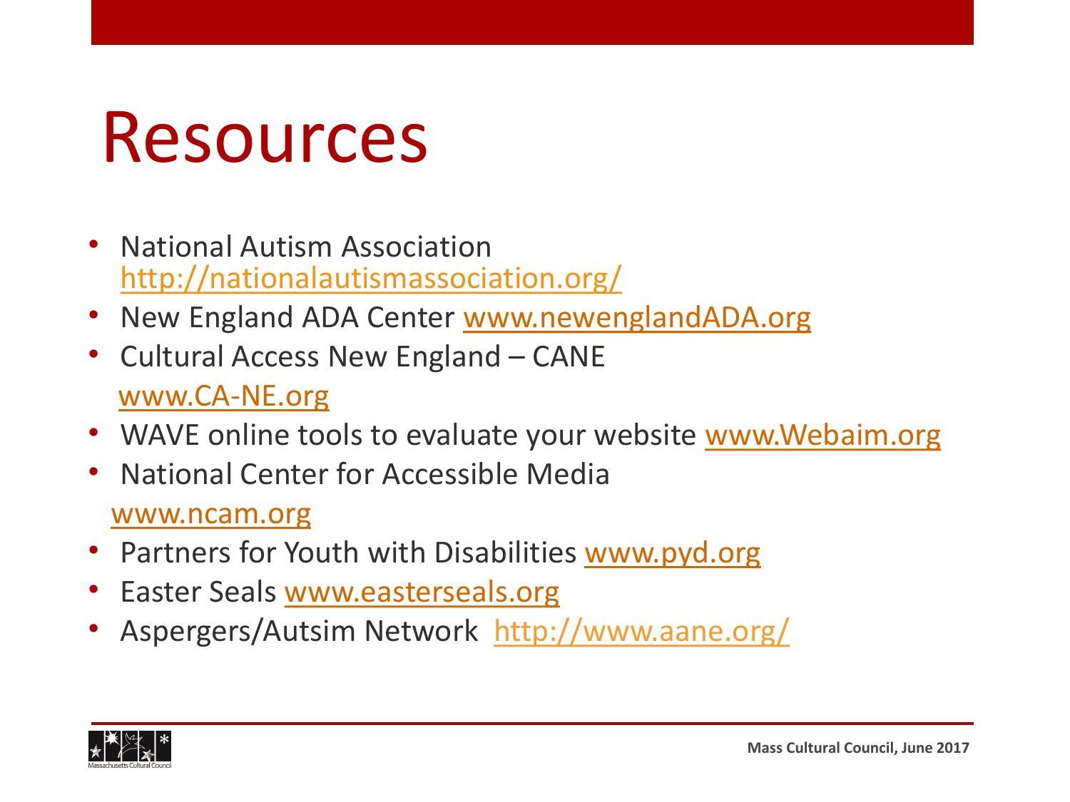# Resources

- National Autism Association http://nationalautismassociation.org/
- New England ADA Center www.newenglandADA.org
- Cultural Access New England – CANE www.CA-NE.org
- WAVE online tools to evaluate your website www.Webaim.org
- National Center for Accessible Media www.ncam.org
- Partners for Youth with Disabilities www.pyd.org
- Easter Seals www.easterseals.org
- Aspergers/Autsim Network http://www.aane.org/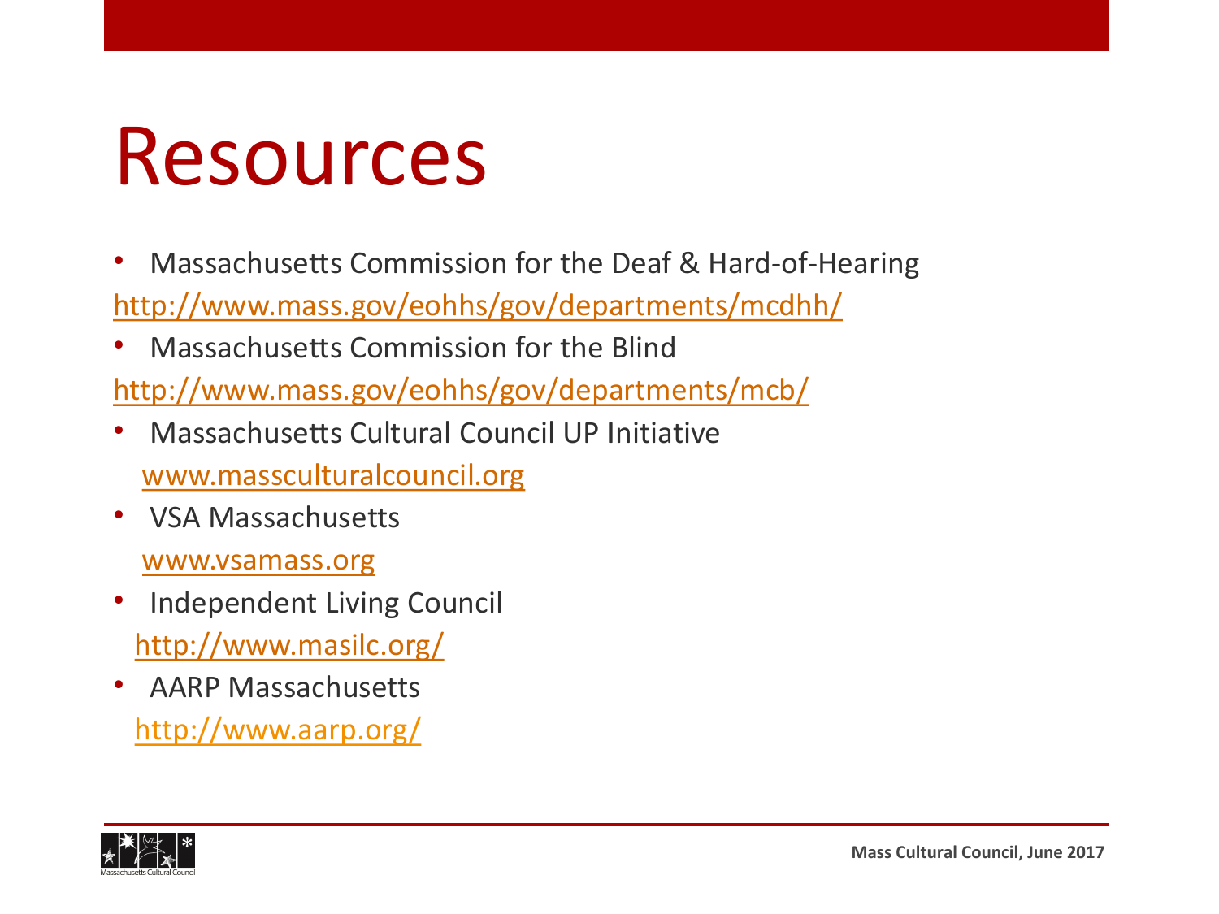# Resources

- Massachusetts Commission for the Deaf & Hard-of-Hearing
  http://www.mass.gov/eohhs/gov/departments/mcdhh/
- Massachusetts Commission for the Blind
  http://www.mass.gov/eohhs/gov/departments/mcb/
- Massachusetts Cultural Council UP Initiative
  www.massculturalcouncil.org
- VSA Massachusetts
  www.vsamass.org
- Independent Living Council
  http://www.masilc.org/
- AARP Massachusetts
  http://www.aarp.org/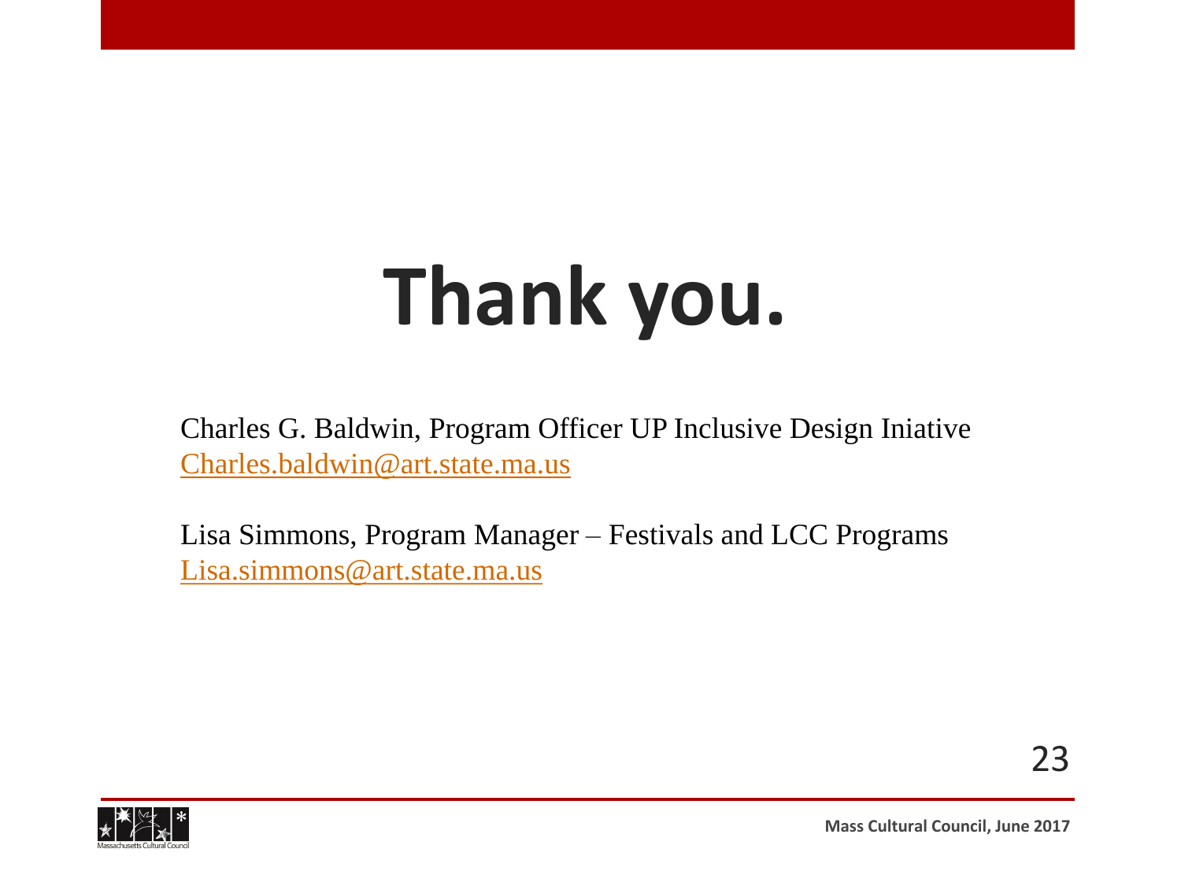# Thank you.

Charles G. Baldwin, Program Officer UP Inclusive Design Iniative
Charles.baldwin@art.state.ma.us

Lisa Simmons, Program Manager – Festivals and LCC Programs
Lisa.simmons@art.state.ma.us